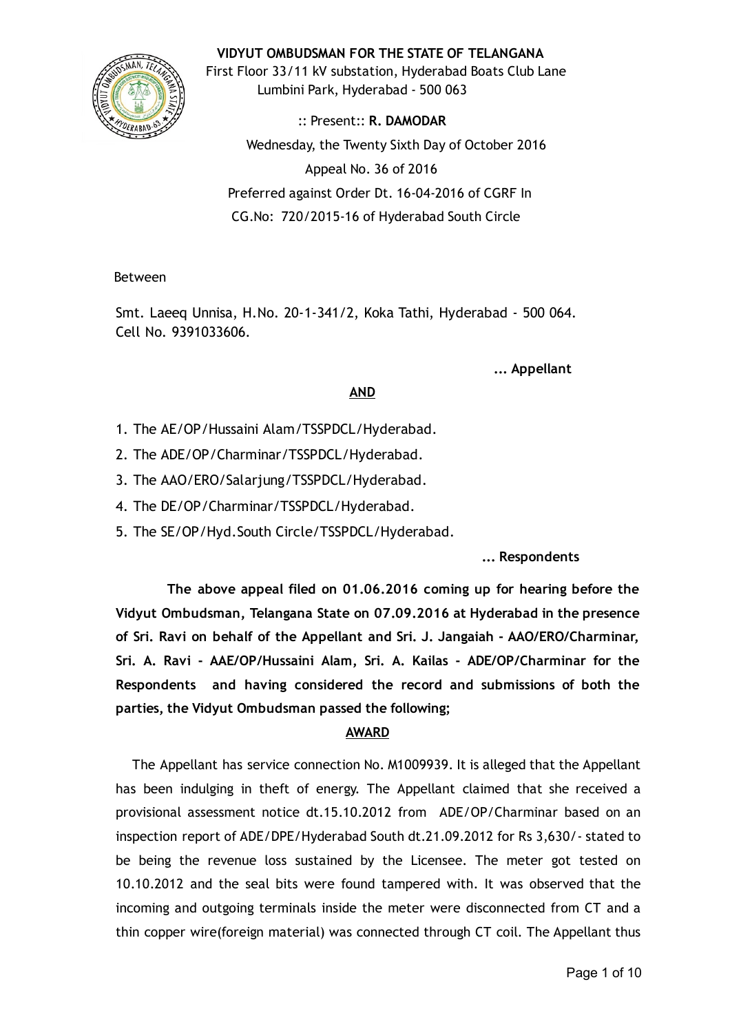**VIDYUT OMBUDSMAN FOR THE STATE OF TELANGANA**

First Floor 33/11 kV substation, Hyderabad Boats Club Lane
Lumbini Park, Hyderabad - 500 063

:: Present:: **R. DAMODAR**

Wednesday, the Twenty Sixth Day of October 2016

Appeal No. 36 of 2016

Preferred against Order Dt. 16-04-2016 of CGRF In
CG.No: 720/2015-16 of Hyderabad South Circle

Between

Smt. Laeeq Unnisa, H.No. 20-1-341/2, Koka Tathi, Hyderabad - 500 064.
Cell No. 9391033606.

**... Appellant**

**AND**

1. The AE/OP/Hussaini Alam/TSSPDCL/Hyderabad.
2. The ADE/OP/Charminar/TSSPDCL/Hyderabad.
3. The AAO/ERO/Salarjung/TSSPDCL/Hyderabad.
4. The DE/OP/Charminar/TSSPDCL/Hyderabad.
5. The SE/OP/Hyd.South Circle/TSSPDCL/Hyderabad.

**... Respondents**

**The above appeal filed on 01.06.2016 coming up for hearing before the Vidyut Ombudsman, Telangana State on 07.09.2016 at Hyderabad in the presence of Sri. Ravi on behalf of the Appellant and Sri. J. Jangaiah - AAO/ERO/Charminar, Sri. A. Ravi - AAE/OP/Hussaini Alam, Sri. A. Kailas - ADE/OP/Charminar for the Respondents and having considered the record and submissions of both the parties, the Vidyut Ombudsman passed the following;**

**AWARD**

The Appellant has service connection No. M1009939. It is alleged that the Appellant has been indulging in theft of energy. The Appellant claimed that she received a provisional assessment notice dt.15.10.2012 from ADE/OP/Charminar based on an inspection report of ADE/DPE/Hyderabad South dt.21.09.2012 for Rs 3,630/- stated to be being the revenue loss sustained by the Licensee. The meter got tested on 10.10.2012 and the seal bits were found tampered with. It was observed that the incoming and outgoing terminals inside the meter were disconnected from CT and a thin copper wire(foreign material) was connected through CT coil. The Appellant thus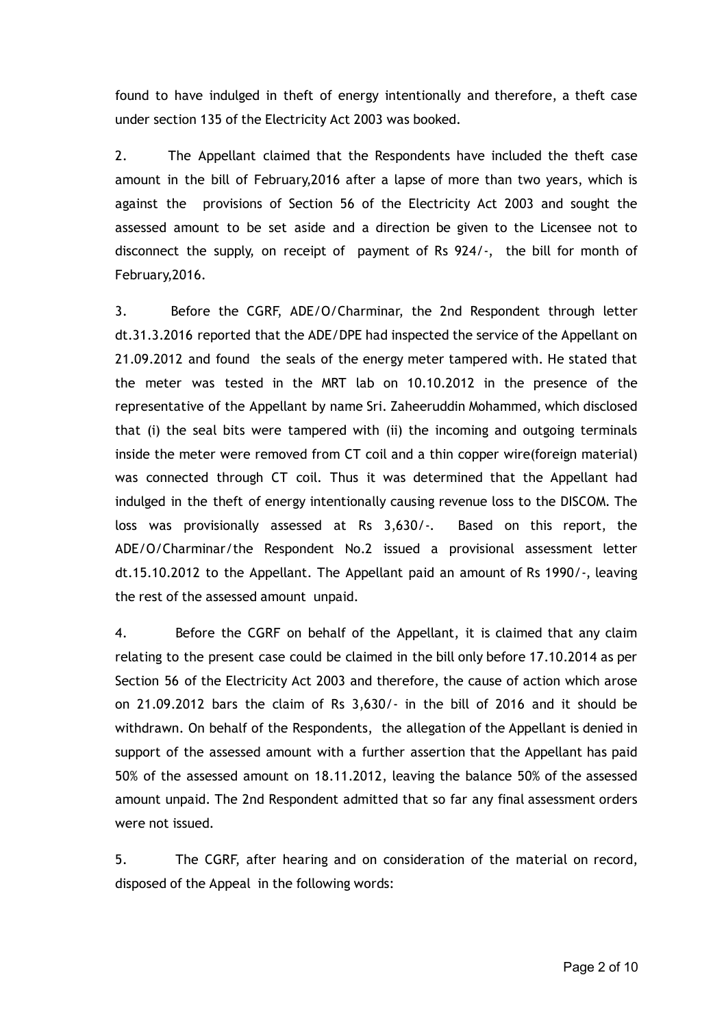found to have indulged in theft of energy intentionally and therefore, a theft case under section 135 of the Electricity Act 2003 was booked.

2. The Appellant claimed that the Respondents have included the theft case amount in the bill of February,2016 after a lapse of more than two years, which is against the provisions of Section 56 of the Electricity Act 2003 and sought the assessed amount to be set aside and a direction be given to the Licensee not to disconnect the supply, on receipt of payment of Rs 924/-, the bill for month of February,2016.

3. Before the CGRF, ADE/O/Charminar, the 2nd Respondent through letter dt.31.3.2016 reported that the ADE/DPE had inspected the service of the Appellant on 21.09.2012 and found the seals of the energy meter tampered with. He stated that the meter was tested in the MRT lab on 10.10.2012 in the presence of the representative of the Appellant by name Sri. Zaheeruddin Mohammed, which disclosed that (i) the seal bits were tampered with (ii) the incoming and outgoing terminals inside the meter were removed from CT coil and a thin copper wire(foreign material) was connected through CT coil. Thus it was determined that the Appellant had indulged in the theft of energy intentionally causing revenue loss to the DISCOM. The loss was provisionally assessed at Rs 3,630/-. Based on this report, the ADE/O/Charminar/the Respondent No.2 issued a provisional assessment letter dt.15.10.2012 to the Appellant. The Appellant paid an amount of Rs 1990/-, leaving the rest of the assessed amount unpaid.

4. Before the CGRF on behalf of the Appellant, it is claimed that any claim relating to the present case could be claimed in the bill only before 17.10.2014 as per Section 56 of the Electricity Act 2003 and therefore, the cause of action which arose on 21.09.2012 bars the claim of Rs 3,630/- in the bill of 2016 and it should be withdrawn. On behalf of the Respondents, the allegation of the Appellant is denied in support of the assessed amount with a further assertion that the Appellant has paid 50% of the assessed amount on 18.11.2012, leaving the balance 50% of the assessed amount unpaid. The 2nd Respondent admitted that so far any final assessment orders were not issued.

5. The CGRF, after hearing and on consideration of the material on record, disposed of the Appeal in the following words: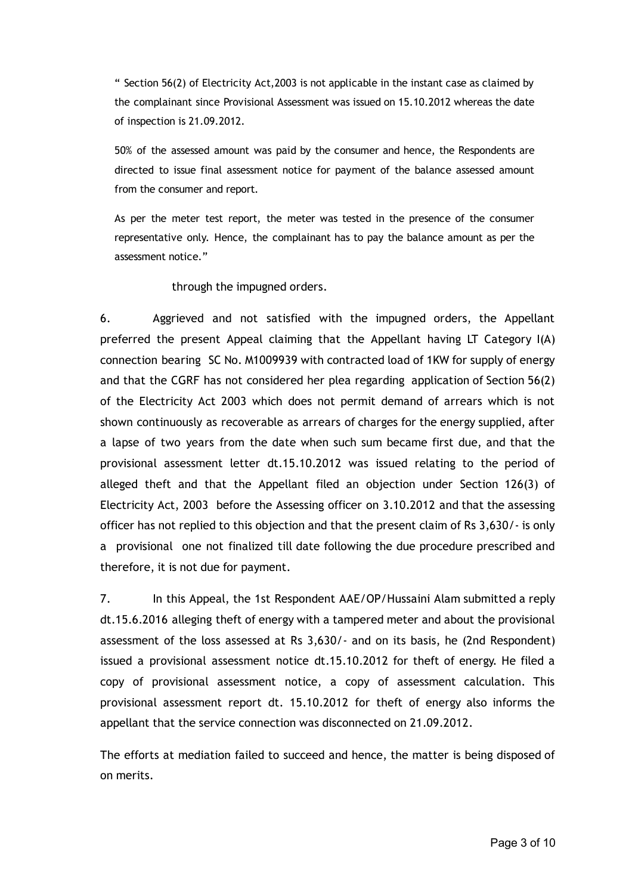" Section 56(2) of Electricity Act,2003 is not applicable in the instant case as claimed by the complainant since Provisional Assessment was issued on 15.10.2012 whereas the date of inspection is 21.09.2012.

> 50% of the assessed amount was paid by the consumer and hence, the Respondents are directed to issue final assessment notice for payment of the balance assessed amount from the consumer and report.
>
> As per the meter test report, the meter was tested in the presence of the consumer representative only. Hence, the complainant has to pay the balance amount as per the assessment notice."

through the impugned orders.

6. Aggrieved and not satisfied with the impugned orders, the Appellant preferred the present Appeal claiming that the Appellant having LT Category I(A) connection bearing SC No. M1009939 with contracted load of 1KW for supply of energy and that the CGRF has not considered her plea regarding application of Section 56(2) of the Electricity Act 2003 which does not permit demand of arrears which is not shown continuously as recoverable as arrears of charges for the energy supplied, after a lapse of two years from the date when such sum became first due, and that the provisional assessment letter dt.15.10.2012 was issued relating to the period of alleged theft and that the Appellant filed an objection under Section 126(3) of Electricity Act, 2003 before the Assessing officer on 3.10.2012 and that the assessing officer has not replied to this objection and that the present claim of Rs 3,630/- is only a provisional one not finalized till date following the due procedure prescribed and therefore, it is not due for payment.

7. In this Appeal, the 1st Respondent AAE/OP/Hussaini Alam submitted a reply dt.15.6.2016 alleging theft of energy with a tampered meter and about the provisional assessment of the loss assessed at Rs 3,630/- and on its basis, he (2nd Respondent) issued a provisional assessment notice dt.15.10.2012 for theft of energy. He filed a copy of provisional assessment notice, a copy of assessment calculation. This provisional assessment report dt. 15.10.2012 for theft of energy also informs the appellant that the service connection was disconnected on 21.09.2012.

The efforts at mediation failed to succeed and hence, the matter is being disposed of on merits.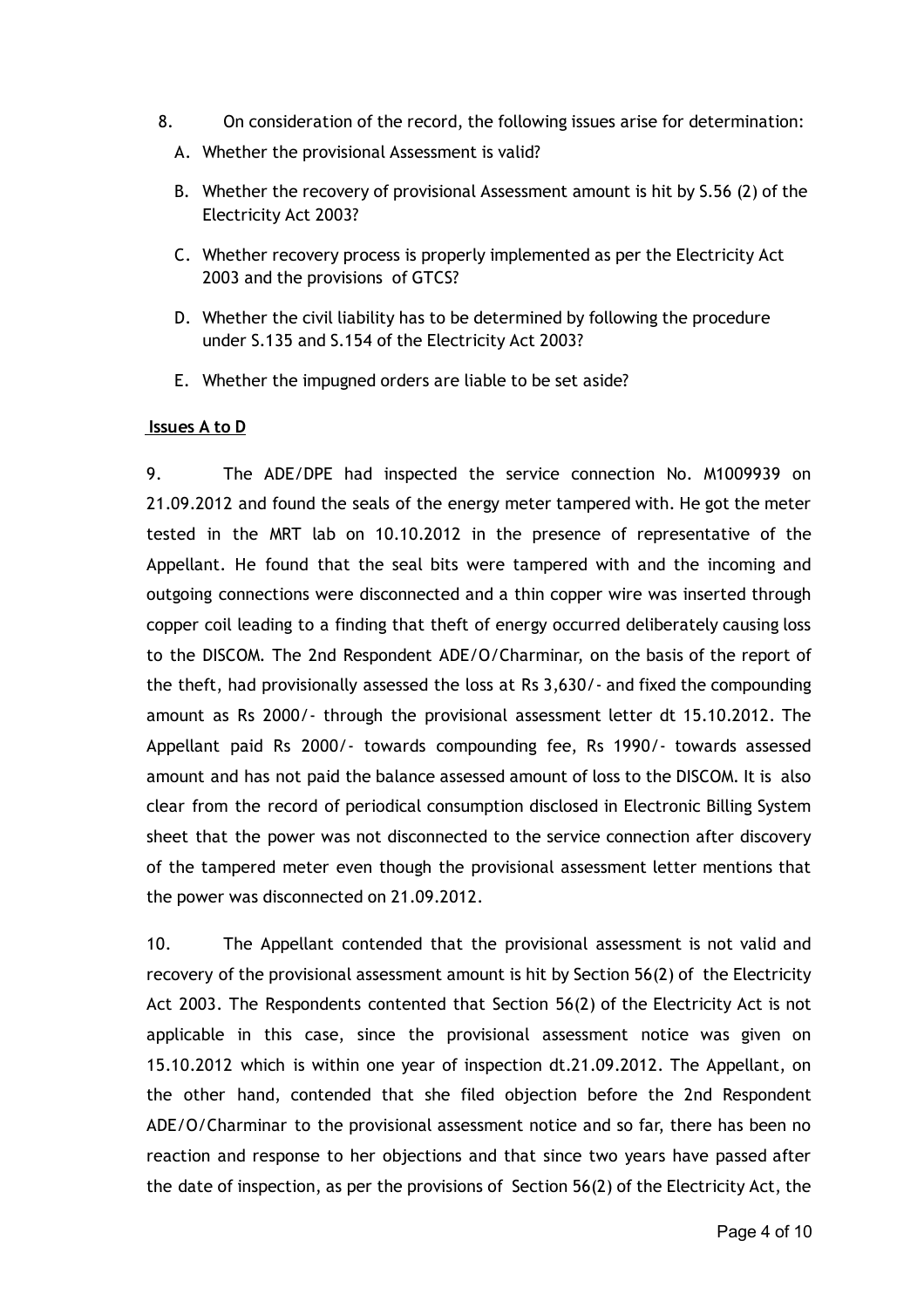8. On consideration of the record, the following issues arise for determination:

   A. Whether the provisional Assessment is valid?

   B. Whether the recovery of provisional Assessment amount is hit by S.56 (2) of the Electricity Act 2003?

   C. Whether recovery process is properly implemented as per the Electricity Act 2003 and the provisions of GTCS?

   D. Whether the civil liability has to be determined by following the procedure under S.135 and S.154 of the Electricity Act 2003?

   E. Whether the impugned orders are liable to be set aside?

**Issues A to D**

9. The ADE/DPE had inspected the service connection No. M1009939 on 21.09.2012 and found the seals of the energy meter tampered with. He got the meter tested in the MRT lab on 10.10.2012 in the presence of representative of the Appellant. He found that the seal bits were tampered with and the incoming and outgoing connections were disconnected and a thin copper wire was inserted through copper coil leading to a finding that theft of energy occurred deliberately causing loss to the DISCOM. The 2nd Respondent ADE/O/Charminar, on the basis of the report of the theft, had provisionally assessed the loss at Rs 3,630/- and fixed the compounding amount as Rs 2000/- through the provisional assessment letter dt 15.10.2012. The Appellant paid Rs 2000/- towards compounding fee, Rs 1990/- towards assessed amount and has not paid the balance assessed amount of loss to the DISCOM. It is also clear from the record of periodical consumption disclosed in Electronic Billing System sheet that the power was not disconnected to the service connection after discovery of the tampered meter even though the provisional assessment letter mentions that the power was disconnected on 21.09.2012.

10. The Appellant contended that the provisional assessment is not valid and recovery of the provisional assessment amount is hit by Section 56(2) of the Electricity Act 2003. The Respondents contented that Section 56(2) of the Electricity Act is not applicable in this case, since the provisional assessment notice was given on 15.10.2012 which is within one year of inspection dt.21.09.2012. The Appellant, on the other hand, contended that she filed objection before the 2nd Respondent ADE/O/Charminar to the provisional assessment notice and so far, there has been no reaction and response to her objections and that since two years have passed after the date of inspection, as per the provisions of Section 56(2) of the Electricity Act, the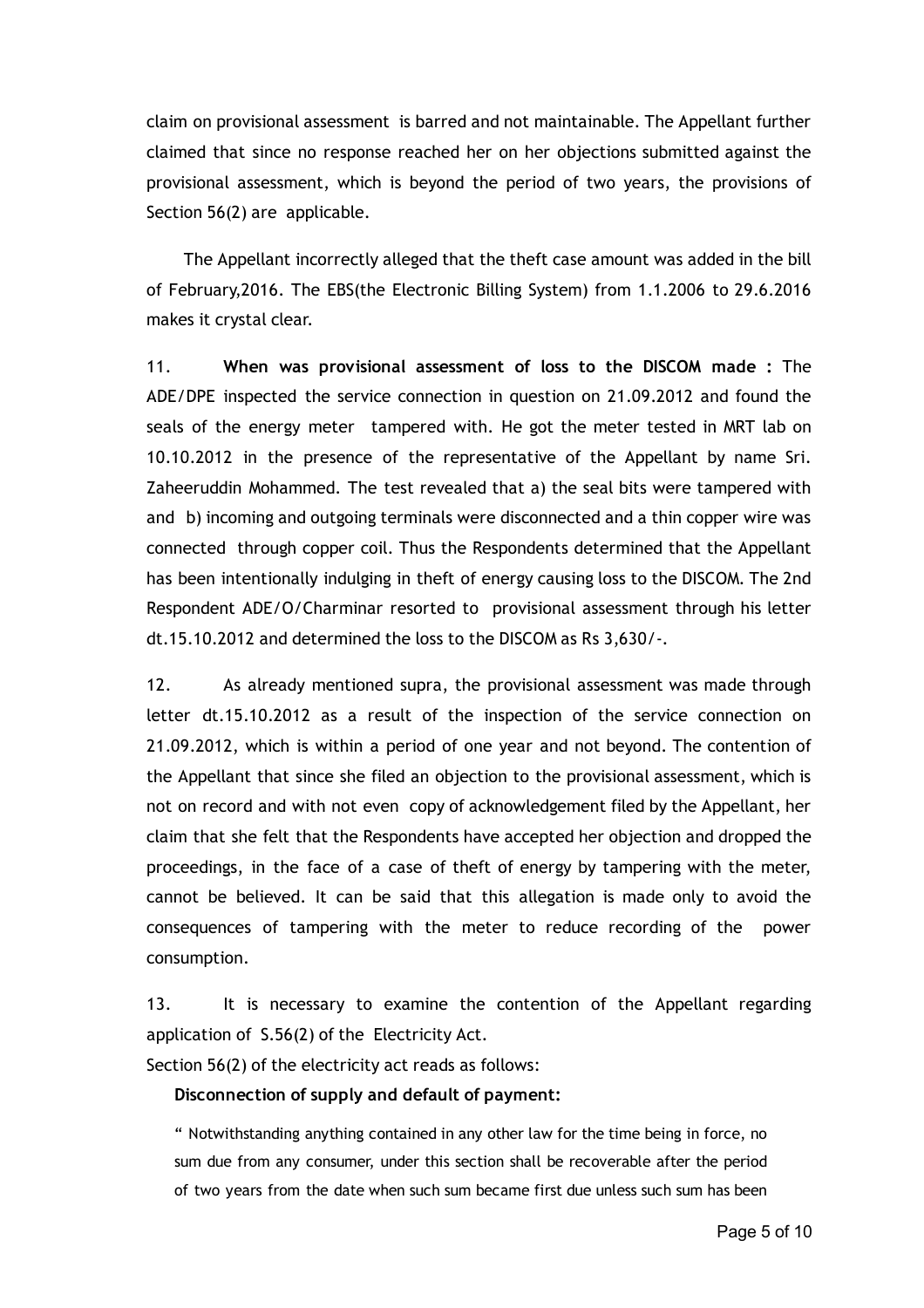claim on provisional assessment is barred and not maintainable. The Appellant further claimed that since no response reached her on her objections submitted against the provisional assessment, which is beyond the period of two years, the provisions of Section 56(2) are applicable.

The Appellant incorrectly alleged that the theft case amount was added in the bill of February,2016. The EBS(the Electronic Billing System) from 1.1.2006 to 29.6.2016 makes it crystal clear.

11. **When was provisional assessment of loss to the DISCOM made :** The ADE/DPE inspected the service connection in question on 21.09.2012 and found the seals of the energy meter tampered with. He got the meter tested in MRT lab on 10.10.2012 in the presence of the representative of the Appellant by name Sri. Zaheeruddin Mohammed. The test revealed that a) the seal bits were tampered with and b) incoming and outgoing terminals were disconnected and a thin copper wire was connected through copper coil. Thus the Respondents determined that the Appellant has been intentionally indulging in theft of energy causing loss to the DISCOM. The 2nd Respondent ADE/O/Charminar resorted to provisional assessment through his letter dt.15.10.2012 and determined the loss to the DISCOM as Rs 3,630/-.

12. As already mentioned supra, the provisional assessment was made through letter dt.15.10.2012 as a result of the inspection of the service connection on 21.09.2012, which is within a period of one year and not beyond. The contention of the Appellant that since she filed an objection to the provisional assessment, which is not on record and with not even copy of acknowledgement filed by the Appellant, her claim that she felt that the Respondents have accepted her objection and dropped the proceedings, in the face of a case of theft of energy by tampering with the meter, cannot be believed. It can be said that this allegation is made only to avoid the consequences of tampering with the meter to reduce recording of the power consumption.

13. It is necessary to examine the contention of the Appellant regarding application of S.56(2) of the Electricity Act.

Section 56(2) of the electricity act reads as follows:

**Disconnection of supply and default of payment:**

" Notwithstanding anything contained in any other law for the time being in force, no sum due from any consumer, under this section shall be recoverable after the period of two years from the date when such sum became first due unless such sum has been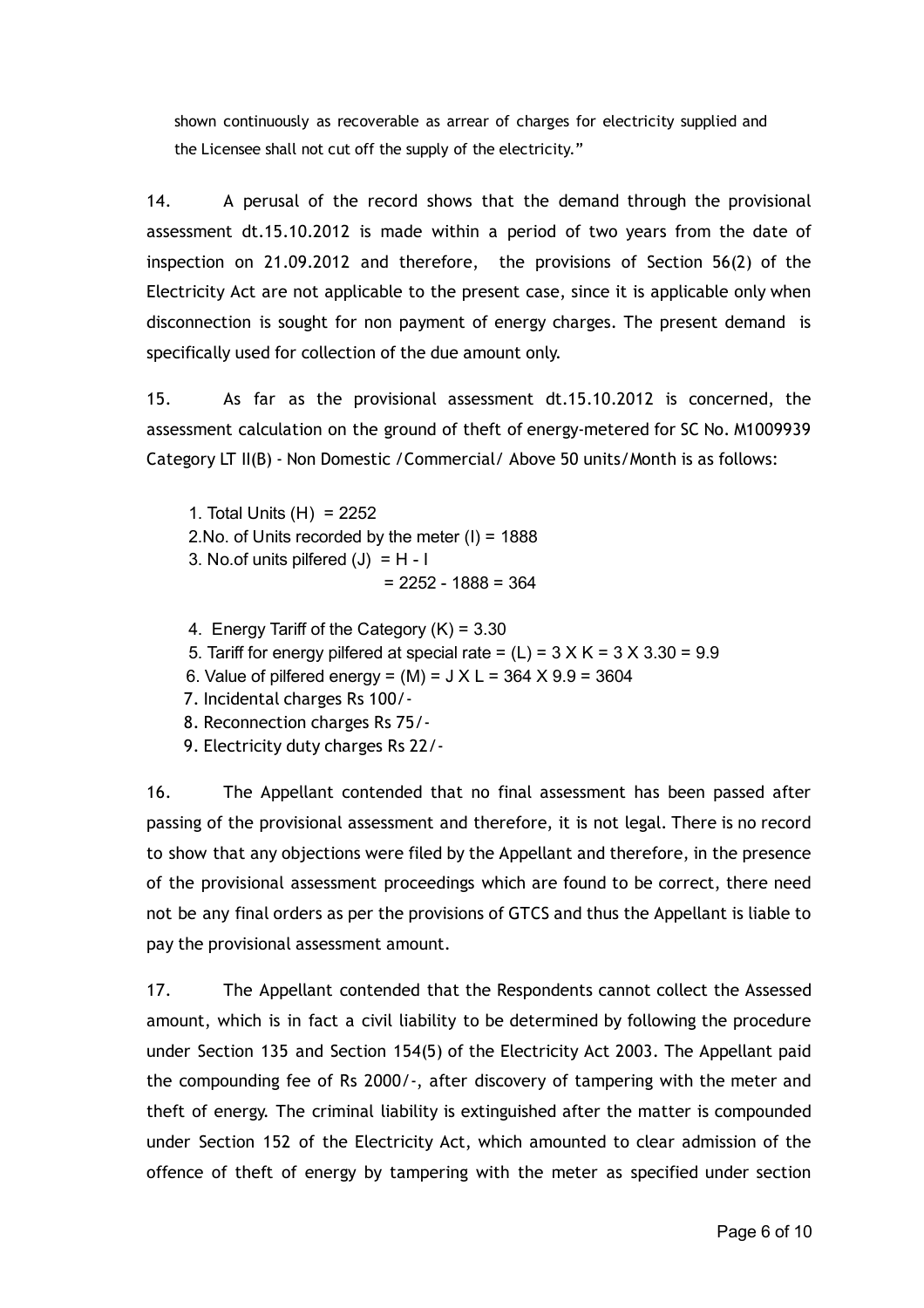shown continuously as recoverable as arrear of charges for electricity supplied and the Licensee shall not cut off the supply of the electricity."

14. A perusal of the record shows that the demand through the provisional assessment dt.15.10.2012 is made within a period of two years from the date of inspection on 21.09.2012 and therefore, the provisions of Section 56(2) of the Electricity Act are not applicable to the present case, since it is applicable only when disconnection is sought for non payment of energy charges. The present demand is specifically used for collection of the due amount only.

15. As far as the provisional assessment dt.15.10.2012 is concerned, the assessment calculation on the ground of theft of energy-metered for SC No. M1009939 Category LT II(B) - Non Domestic /Commercial/ Above 50 units/Month is as follows:

1. Total Units (H) = 2252
2. No. of Units recorded by the meter (I) = 1888
3. No.of units pilfered (J) = H - I
   = 2252 - 1888 = 364
4. Energy Tariff of the Category (K) = 3.30
5. Tariff for energy pilfered at special rate = (L) = 3 X K = 3 X 3.30 = 9.9
6. Value of pilfered energy = (M) = J X L = 364 X 9.9 = 3604
7. Incidental charges Rs 100/-
8. Reconnection charges Rs 75/-
9. Electricity duty charges Rs 22/-

16. The Appellant contended that no final assessment has been passed after passing of the provisional assessment and therefore, it is not legal. There is no record to show that any objections were filed by the Appellant and therefore, in the presence of the provisional assessment proceedings which are found to be correct, there need not be any final orders as per the provisions of GTCS and thus the Appellant is liable to pay the provisional assessment amount.

17. The Appellant contended that the Respondents cannot collect the Assessed amount, which is in fact a civil liability to be determined by following the procedure under Section 135 and Section 154(5) of the Electricity Act 2003. The Appellant paid the compounding fee of Rs 2000/-, after discovery of tampering with the meter and theft of energy. The criminal liability is extinguished after the matter is compounded under Section 152 of the Electricity Act, which amounted to clear admission of the offence of theft of energy by tampering with the meter as specified under section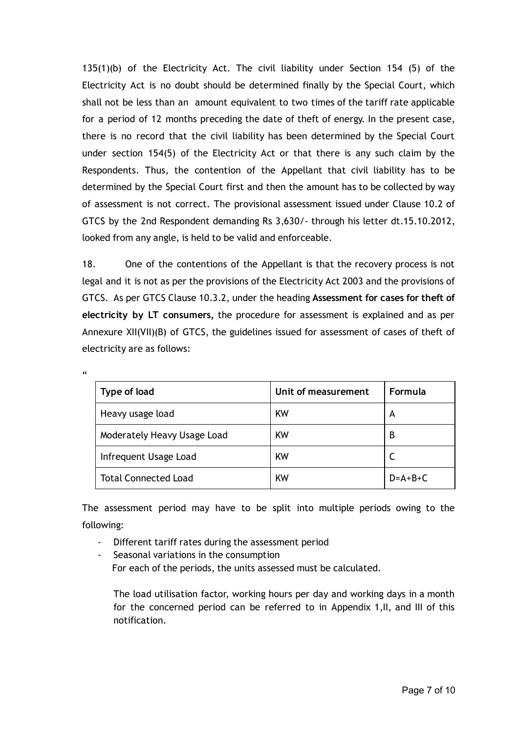135(1)(b) of the Electricity Act. The civil liability under Section 154 (5) of the Electricity Act is no doubt should be determined finally by the Special Court, which shall not be less than an amount equivalent to two times of the tariff rate applicable for a period of 12 months preceding the date of theft of energy. In the present case, there is no record that the civil liability has been determined by the Special Court under section 154(5) of the Electricity Act or that there is any such claim by the Respondents. Thus, the contention of the Appellant that civil liability has to be determined by the Special Court first and then the amount has to be collected by way of assessment is not correct. The provisional assessment issued under Clause 10.2 of GTCS by the 2nd Respondent demanding Rs 3,630/- through his letter dt.15.10.2012, looked from any angle, is held to be valid and enforceable.

18. One of the contentions of the Appellant is that the recovery process is not legal and it is not as per the provisions of the Electricity Act 2003 and the provisions of GTCS. As per GTCS Clause 10.3.2, under the heading **Assessment for cases for theft of electricity by LT consumers,** the procedure for assessment is explained and as per Annexure XII(VII)(B) of GTCS, the guidelines issued for assessment of cases of theft of electricity are as follows:

"

| Type of load | Unit of measurement | Formula |
|---|---|---|
| Heavy usage load | KW | A |
| Moderately Heavy Usage Load | KW | B |
| Infrequent Usage Load | KW | C |
| Total Connected Load | KW | D=A+B+C |

The assessment period may have to be split into multiple periods owing to the following:

- Different tariff rates during the assessment period
- Seasonal variations in the consumption

  For each of the periods, the units assessed must be calculated.

  The load utilisation factor, working hours per day and working days in a month for the concerned period can be referred to in Appendix 1,II, and III of this notification.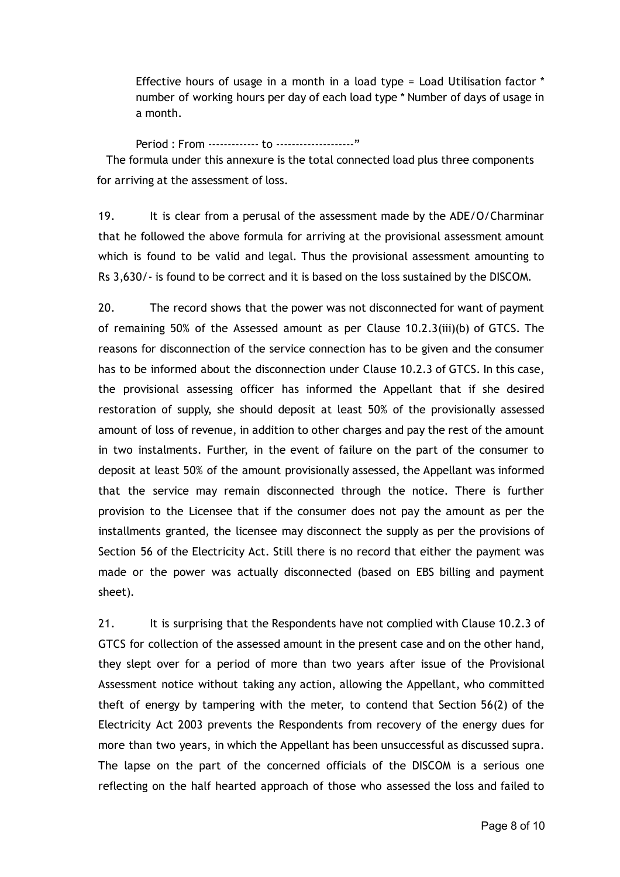Effective hours of usage in a month in a load type = Load Utilisation factor * number of working hours per day of each load type * Number of days of usage in a month.

Period : From ------------- to --------------------"

The formula under this annexure is the total connected load plus three components for arriving at the assessment of loss.

19. It is clear from a perusal of the assessment made by the ADE/O/Charminar that he followed the above formula for arriving at the provisional assessment amount which is found to be valid and legal. Thus the provisional assessment amounting to Rs 3,630/- is found to be correct and it is based on the loss sustained by the DISCOM.

20. The record shows that the power was not disconnected for want of payment of remaining 50% of the Assessed amount as per Clause 10.2.3(iii)(b) of GTCS. The reasons for disconnection of the service connection has to be given and the consumer has to be informed about the disconnection under Clause 10.2.3 of GTCS. In this case, the provisional assessing officer has informed the Appellant that if she desired restoration of supply, she should deposit at least 50% of the provisionally assessed amount of loss of revenue, in addition to other charges and pay the rest of the amount in two instalments. Further, in the event of failure on the part of the consumer to deposit at least 50% of the amount provisionally assessed, the Appellant was informed that the service may remain disconnected through the notice. There is further provision to the Licensee that if the consumer does not pay the amount as per the installments granted, the licensee may disconnect the supply as per the provisions of Section 56 of the Electricity Act. Still there is no record that either the payment was made or the power was actually disconnected (based on EBS billing and payment sheet).

21. It is surprising that the Respondents have not complied with Clause 10.2.3 of GTCS for collection of the assessed amount in the present case and on the other hand, they slept over for a period of more than two years after issue of the Provisional Assessment notice without taking any action, allowing the Appellant, who committed theft of energy by tampering with the meter, to contend that Section 56(2) of the Electricity Act 2003 prevents the Respondents from recovery of the energy dues for more than two years, in which the Appellant has been unsuccessful as discussed supra. The lapse on the part of the concerned officials of the DISCOM is a serious one reflecting on the half hearted approach of those who assessed the loss and failed to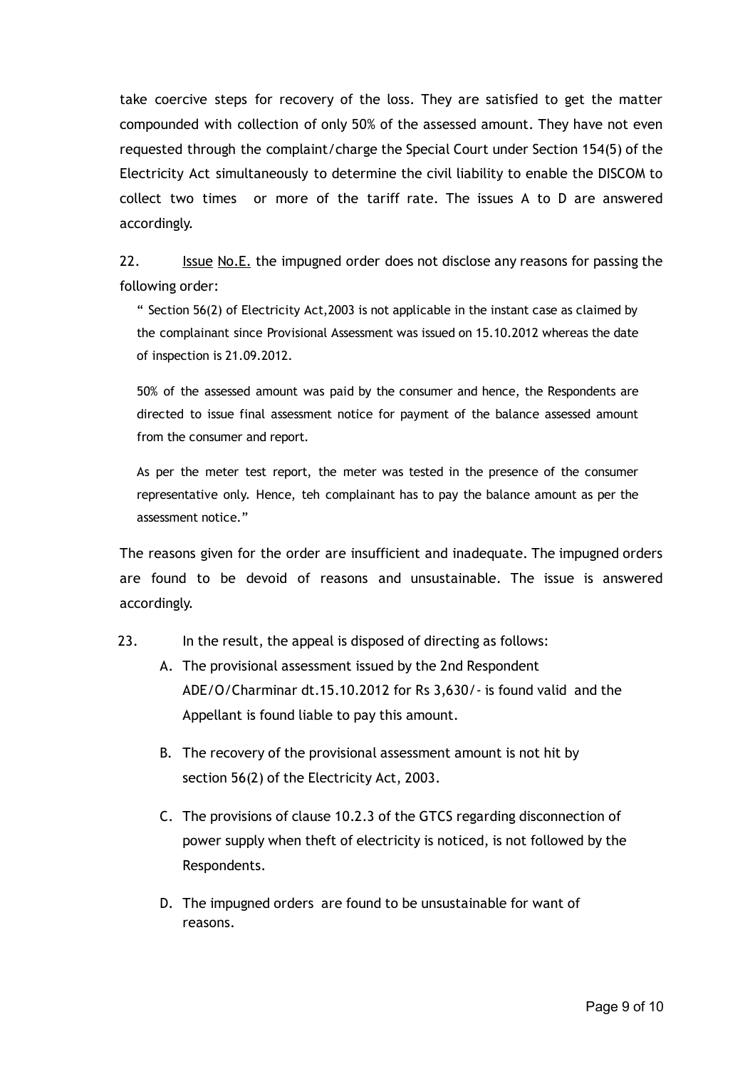take coercive steps for recovery of the loss. They are satisfied to get the matter compounded with collection of only 50% of the assessed amount. They have not even requested through the complaint/charge the Special Court under Section 154(5) of the Electricity Act simultaneously to determine the civil liability to enable the DISCOM to collect two times or more of the tariff rate. The issues A to D are answered accordingly.

22. Issue No.E. the impugned order does not disclose any reasons for passing the following order:

> " Section 56(2) of Electricity Act,2003 is not applicable in the instant case as claimed by the complainant since Provisional Assessment was issued on 15.10.2012 whereas the date of inspection is 21.09.2012.
>
> 50% of the assessed amount was paid by the consumer and hence, the Respondents are directed to issue final assessment notice for payment of the balance assessed amount from the consumer and report.
>
> As per the meter test report, the meter was tested in the presence of the consumer representative only. Hence, teh complainant has to pay the balance amount as per the assessment notice."

The reasons given for the order are insufficient and inadequate. The impugned orders are found to be devoid of reasons and unsustainable. The issue is answered accordingly.

23. In the result, the appeal is disposed of directing as follows:

A. The provisional assessment issued by the 2nd Respondent ADE/O/Charminar dt.15.10.2012 for Rs 3,630/- is found valid and the Appellant is found liable to pay this amount.

B. The recovery of the provisional assessment amount is not hit by section 56(2) of the Electricity Act, 2003.

C. The provisions of clause 10.2.3 of the GTCS regarding disconnection of power supply when theft of electricity is noticed, is not followed by the Respondents.

D. The impugned orders are found to be unsustainable for want of reasons.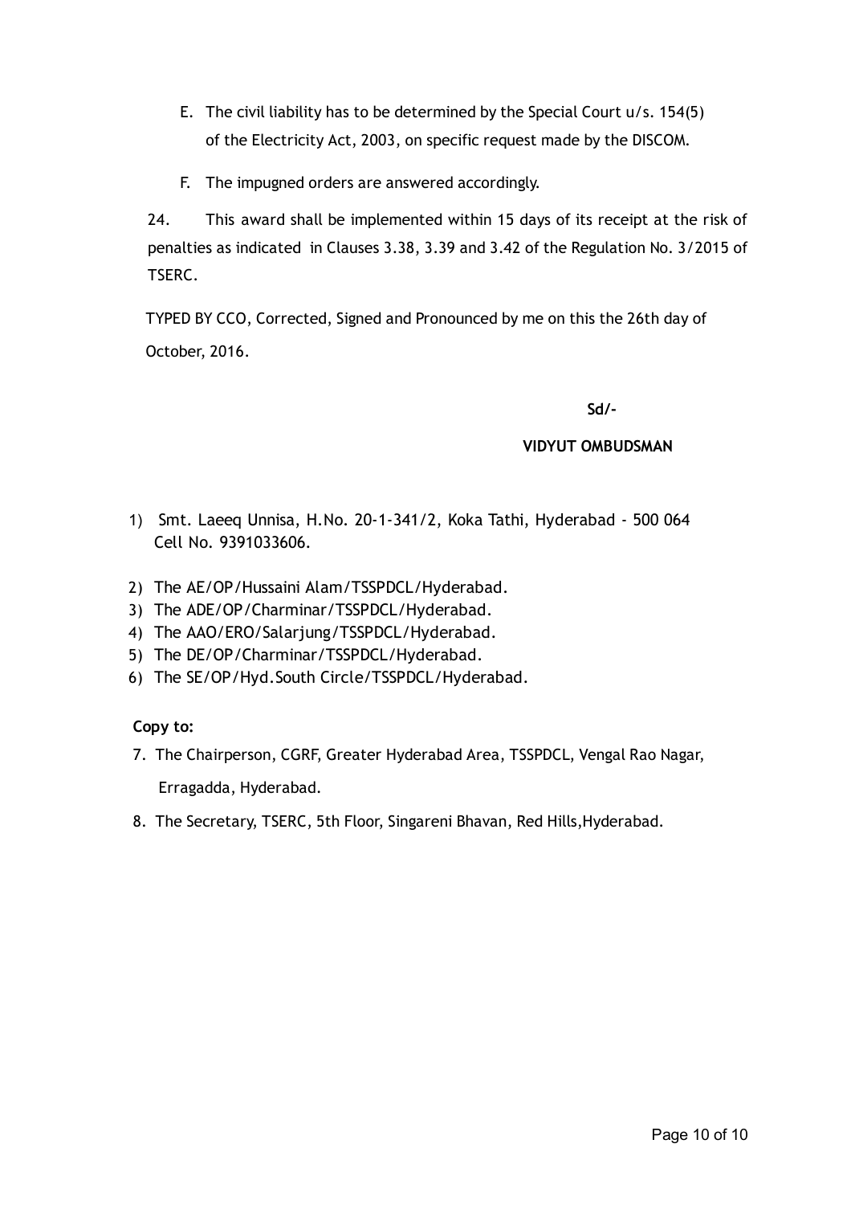E. The civil liability has to be determined by the Special Court u/s. 154(5) of the Electricity Act, 2003, on specific request made by the DISCOM.

F. The impugned orders are answered accordingly.

24. This award shall be implemented within 15 days of its receipt at the risk of penalties as indicated in Clauses 3.38, 3.39 and 3.42 of the Regulation No. 3/2015 of TSERC.

TYPED BY CCO, Corrected, Signed and Pronounced by me on this the 26th day of October, 2016.

**Sd/-**

**VIDYUT OMBUDSMAN**

1) Smt. Laeeq Unnisa, H.No. 20-1-341/2, Koka Tathi, Hyderabad - 500 064 Cell No. 9391033606.
2) The AE/OP/Hussaini Alam/TSSPDCL/Hyderabad.
3) The ADE/OP/Charminar/TSSPDCL/Hyderabad.
4) The AAO/ERO/Salarjung/TSSPDCL/Hyderabad.
5) The DE/OP/Charminar/TSSPDCL/Hyderabad.
6) The SE/OP/Hyd.South Circle/TSSPDCL/Hyderabad.

**Copy to:**

7. The Chairperson, CGRF, Greater Hyderabad Area, TSSPDCL, Vengal Rao Nagar, Erragadda, Hyderabad.
8. The Secretary, TSERC, 5th Floor, Singareni Bhavan, Red Hills,Hyderabad.